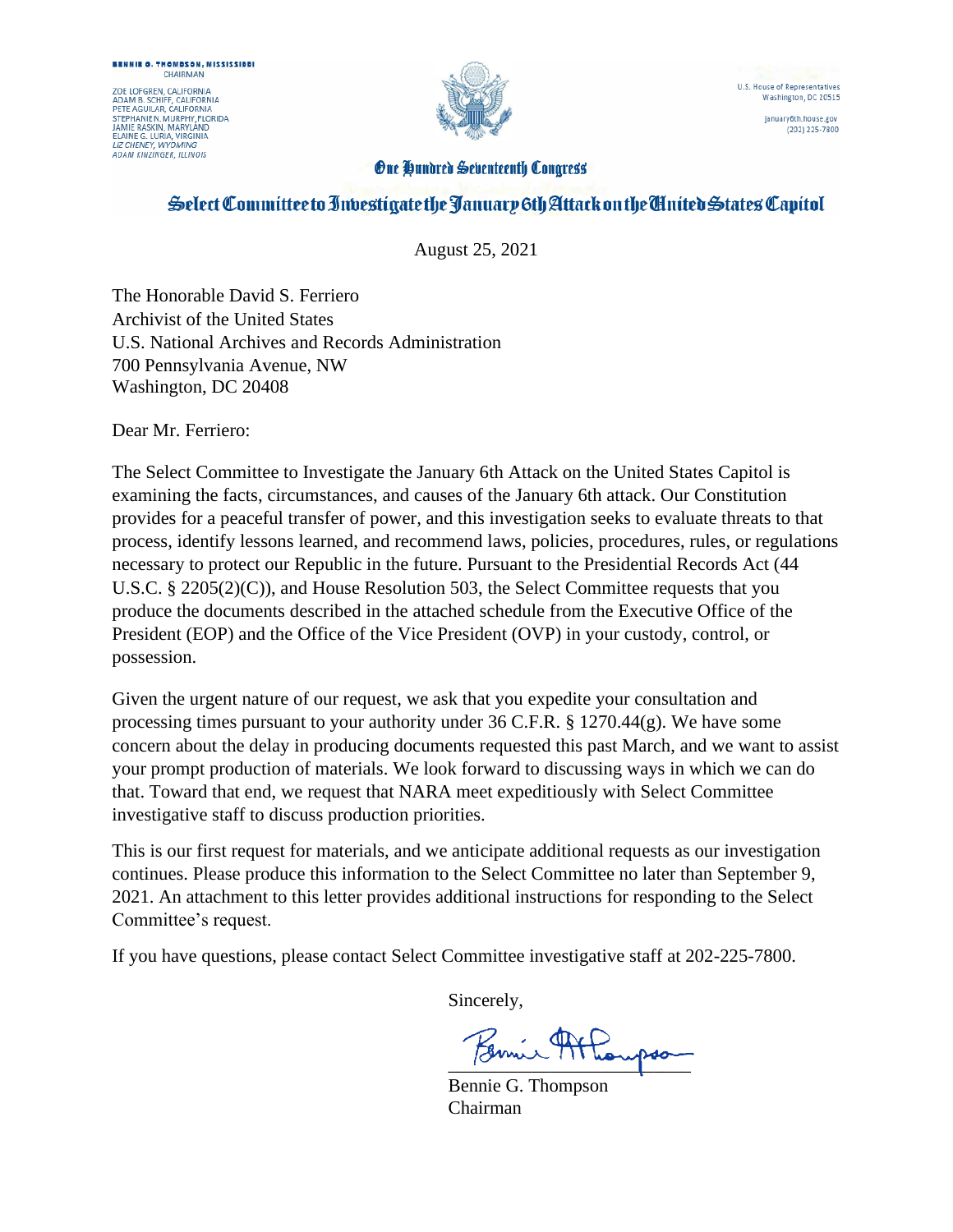BENNIE G. THOMPSON, MISSISSIPPI
CHAIRMAN

ZOE LOFGREN, CALIFORNIA
ADAM B. SCHIFF, CALIFORNIA
PETE AGUILAR, CALIFORNIA
STEPHANIE N. MURPHY, FLORIDA
JAMIE RASKIN, MARYLAND
ELAINE G. LURIA, VIRGINIA
*LIZ CHENEY, WYOMING*
*ADAM KINZINGER, ILLINOIS*

U.S. House of Representatives
Washington, DC 20515

january6th.house.gov
(202) 225-7800

One Hundred Seventeenth Congress

# Select Committee to Investigate the January 6th Attack on the United States Capitol

August 25, 2021

The Honorable David S. Ferriero
Archivist of the United States
U.S. National Archives and Records Administration
700 Pennsylvania Avenue, NW
Washington, DC 20408

Dear Mr. Ferriero:

The Select Committee to Investigate the January 6th Attack on the United States Capitol is examining the facts, circumstances, and causes of the January 6th attack. Our Constitution provides for a peaceful transfer of power, and this investigation seeks to evaluate threats to that process, identify lessons learned, and recommend laws, policies, procedures, rules, or regulations necessary to protect our Republic in the future. Pursuant to the Presidential Records Act (44 U.S.C. § 2205(2)(C)), and House Resolution 503, the Select Committee requests that you produce the documents described in the attached schedule from the Executive Office of the President (EOP) and the Office of the Vice President (OVP) in your custody, control, or possession.

Given the urgent nature of our request, we ask that you expedite your consultation and processing times pursuant to your authority under 36 C.F.R. § 1270.44(g). We have some concern about the delay in producing documents requested this past March, and we want to assist your prompt production of materials. We look forward to discussing ways in which we can do that. Toward that end, we request that NARA meet expeditiously with Select Committee investigative staff to discuss production priorities.

This is our first request for materials, and we anticipate additional requests as our investigation continues. Please produce this information to the Select Committee no later than September 9, 2021. An attachment to this letter provides additional instructions for responding to the Select Committee's request.

If you have questions, please contact Select Committee investigative staff at 202-225-7800.

Sincerely,

Bennie G. Thompson
Chairman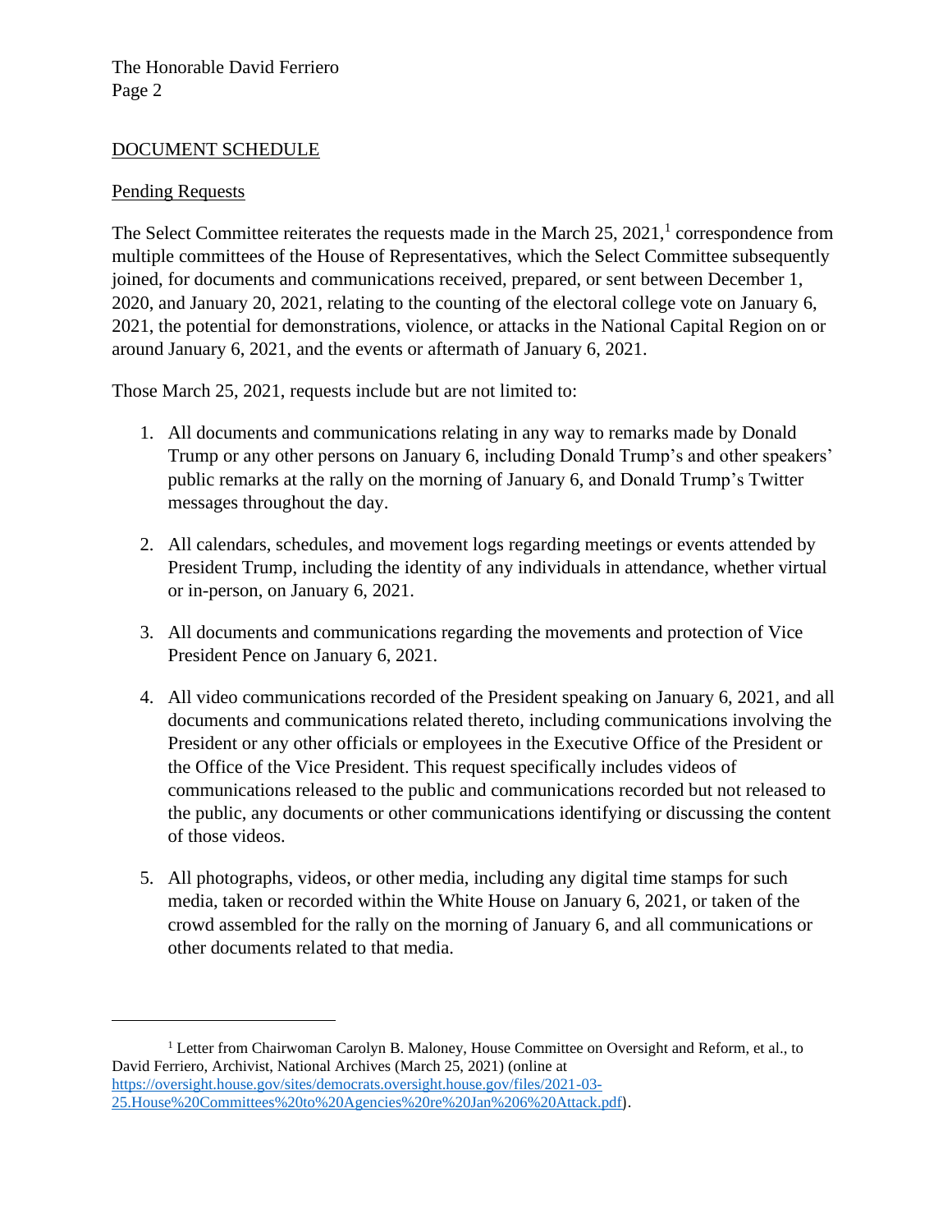DOCUMENT SCHEDULE

Pending Requests

The Select Committee reiterates the requests made in the March 25, 2021,[1] correspondence from multiple committees of the House of Representatives, which the Select Committee subsequently joined, for documents and communications received, prepared, or sent between December 1, 2020, and January 20, 2021, relating to the counting of the electoral college vote on January 6, 2021, the potential for demonstrations, violence, or attacks in the National Capital Region on or around January 6, 2021, and the events or aftermath of January 6, 2021.

Those March 25, 2021, requests include but are not limited to:

1. All documents and communications relating in any way to remarks made by Donald Trump or any other persons on January 6, including Donald Trump's and other speakers' public remarks at the rally on the morning of January 6, and Donald Trump's Twitter messages throughout the day.

2. All calendars, schedules, and movement logs regarding meetings or events attended by President Trump, including the identity of any individuals in attendance, whether virtual or in-person, on January 6, 2021.

3. All documents and communications regarding the movements and protection of Vice President Pence on January 6, 2021.

4. All video communications recorded of the President speaking on January 6, 2021, and all documents and communications related thereto, including communications involving the President or any other officials or employees in the Executive Office of the President or the Office of the Vice President. This request specifically includes videos of communications released to the public and communications recorded but not released to the public, any documents or other communications identifying or discussing the content of those videos.

5. All photographs, videos, or other media, including any digital time stamps for such media, taken or recorded within the White House on January 6, 2021, or taken of the crowd assembled for the rally on the morning of January 6, and all communications or other documents related to that media.

---

[1] Letter from Chairwoman Carolyn B. Maloney, House Committee on Oversight and Reform, et al., to David Ferriero, Archivist, National Archives (March 25, 2021) (online at https://oversight.house.gov/sites/democrats.oversight.house.gov/files/2021-03-25.House%20Committees%20to%20Agencies%20re%20Jan%206%20Attack.pdf).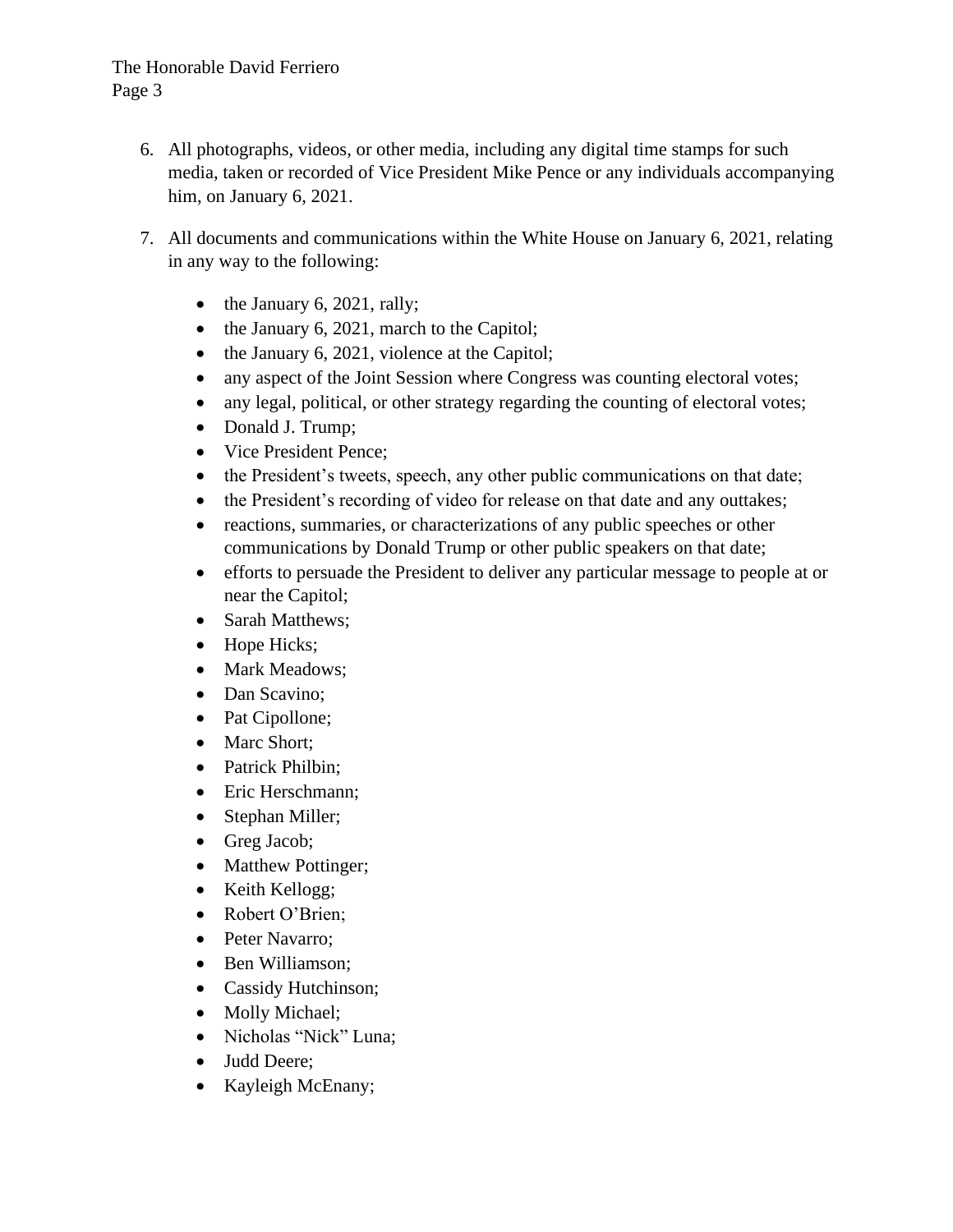6. All photographs, videos, or other media, including any digital time stamps for such media, taken or recorded of Vice President Mike Pence or any individuals accompanying him, on January 6, 2021.

7. All documents and communications within the White House on January 6, 2021, relating in any way to the following:

    - the January 6, 2021, rally;
    - the January 6, 2021, march to the Capitol;
    - the January 6, 2021, violence at the Capitol;
    - any aspect of the Joint Session where Congress was counting electoral votes;
    - any legal, political, or other strategy regarding the counting of electoral votes;
    - Donald J. Trump;
    - Vice President Pence;
    - the President's tweets, speech, any other public communications on that date;
    - the President's recording of video for release on that date and any outtakes;
    - reactions, summaries, or characterizations of any public speeches or other communications by Donald Trump or other public speakers on that date;
    - efforts to persuade the President to deliver any particular message to people at or near the Capitol;
    - Sarah Matthews;
    - Hope Hicks;
    - Mark Meadows;
    - Dan Scavino;
    - Pat Cipollone;
    - Marc Short;
    - Patrick Philbin;
    - Eric Herschmann;
    - Stephan Miller;
    - Greg Jacob;
    - Matthew Pottinger;
    - Keith Kellogg;
    - Robert O'Brien;
    - Peter Navarro;
    - Ben Williamson;
    - Cassidy Hutchinson;
    - Molly Michael;
    - Nicholas "Nick" Luna;
    - Judd Deere;
    - Kayleigh McEnany;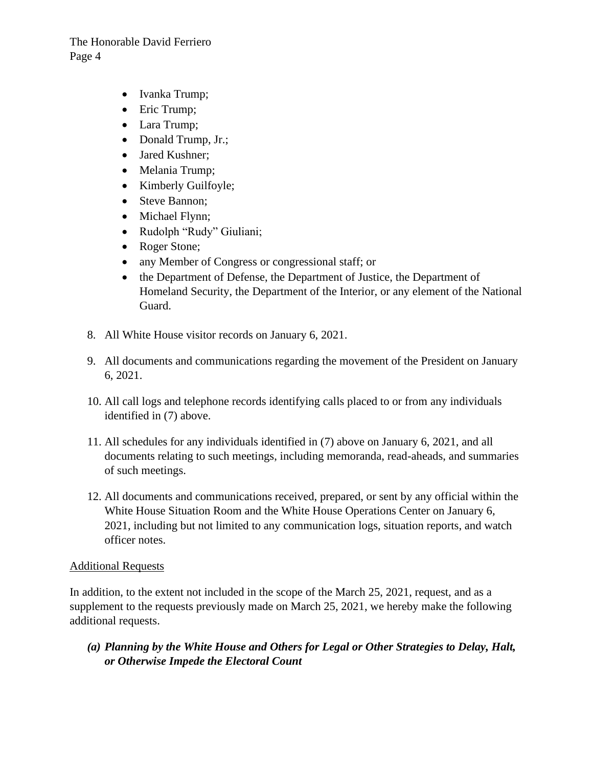- Ivanka Trump;
- Eric Trump;
- Lara Trump;
- Donald Trump, Jr.;
- Jared Kushner;
- Melania Trump;
- Kimberly Guilfoyle;
- Steve Bannon;
- Michael Flynn;
- Rudolph "Rudy" Giuliani;
- Roger Stone;
- any Member of Congress or congressional staff; or
- the Department of Defense, the Department of Justice, the Department of Homeland Security, the Department of the Interior, or any element of the National Guard.

8. All White House visitor records on January 6, 2021.

9. All documents and communications regarding the movement of the President on January 6, 2021.

10. All call logs and telephone records identifying calls placed to or from any individuals identified in (7) above.

11. All schedules for any individuals identified in (7) above on January 6, 2021, and all documents relating to such meetings, including memoranda, read-aheads, and summaries of such meetings.

12. All documents and communications received, prepared, or sent by any official within the White House Situation Room and the White House Operations Center on January 6, 2021, including but not limited to any communication logs, situation reports, and watch officer notes.

<u>Additional Requests</u>

In addition, to the extent not included in the scope of the March 25, 2021, request, and as a supplement to the requests previously made on March 25, 2021, we hereby make the following additional requests.

***(a) Planning by the White House and Others for Legal or Other Strategies to Delay, Halt, or Otherwise Impede the Electoral Count***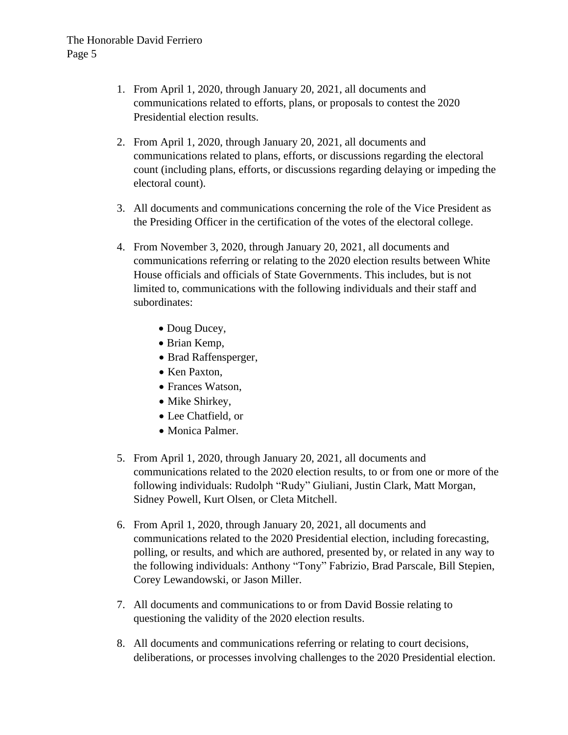1. From April 1, 2020, through January 20, 2021, all documents and communications related to efforts, plans, or proposals to contest the 2020 Presidential election results.

2. From April 1, 2020, through January 20, 2021, all documents and communications related to plans, efforts, or discussions regarding the electoral count (including plans, efforts, or discussions regarding delaying or impeding the electoral count).

3. All documents and communications concerning the role of the Vice President as the Presiding Officer in the certification of the votes of the electoral college.

4. From November 3, 2020, through January 20, 2021, all documents and communications referring or relating to the 2020 election results between White House officials and officials of State Governments. This includes, but is not limited to, communications with the following individuals and their staff and subordinates:

    - Doug Ducey,
    - Brian Kemp,
    - Brad Raffensperger,
    - Ken Paxton,
    - Frances Watson,
    - Mike Shirkey,
    - Lee Chatfield, or
    - Monica Palmer.

5. From April 1, 2020, through January 20, 2021, all documents and communications related to the 2020 election results, to or from one or more of the following individuals: Rudolph "Rudy" Giuliani, Justin Clark, Matt Morgan, Sidney Powell, Kurt Olsen, or Cleta Mitchell.

6. From April 1, 2020, through January 20, 2021, all documents and communications related to the 2020 Presidential election, including forecasting, polling, or results, and which are authored, presented by, or related in any way to the following individuals: Anthony "Tony" Fabrizio, Brad Parscale, Bill Stepien, Corey Lewandowski, or Jason Miller.

7. All documents and communications to or from David Bossie relating to questioning the validity of the 2020 election results.

8. All documents and communications referring or relating to court decisions, deliberations, or processes involving challenges to the 2020 Presidential election.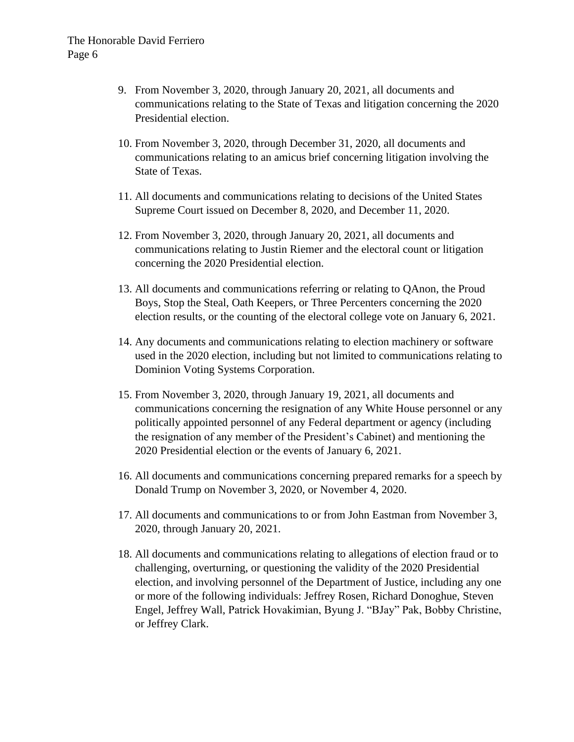9. From November 3, 2020, through January 20, 2021, all documents and communications relating to the State of Texas and litigation concerning the 2020 Presidential election.

10. From November 3, 2020, through December 31, 2020, all documents and communications relating to an amicus brief concerning litigation involving the State of Texas.

11. All documents and communications relating to decisions of the United States Supreme Court issued on December 8, 2020, and December 11, 2020.

12. From November 3, 2020, through January 20, 2021, all documents and communications relating to Justin Riemer and the electoral count or litigation concerning the 2020 Presidential election.

13. All documents and communications referring or relating to QAnon, the Proud Boys, Stop the Steal, Oath Keepers, or Three Percenters concerning the 2020 election results, or the counting of the electoral college vote on January 6, 2021.

14. Any documents and communications relating to election machinery or software used in the 2020 election, including but not limited to communications relating to Dominion Voting Systems Corporation.

15. From November 3, 2020, through January 19, 2021, all documents and communications concerning the resignation of any White House personnel or any politically appointed personnel of any Federal department or agency (including the resignation of any member of the President's Cabinet) and mentioning the 2020 Presidential election or the events of January 6, 2021.

16. All documents and communications concerning prepared remarks for a speech by Donald Trump on November 3, 2020, or November 4, 2020.

17. All documents and communications to or from John Eastman from November 3, 2020, through January 20, 2021.

18. All documents and communications relating to allegations of election fraud or to challenging, overturning, or questioning the validity of the 2020 Presidential election, and involving personnel of the Department of Justice, including any one or more of the following individuals: Jeffrey Rosen, Richard Donoghue, Steven Engel, Jeffrey Wall, Patrick Hovakimian, Byung J. "BJay" Pak, Bobby Christine, or Jeffrey Clark.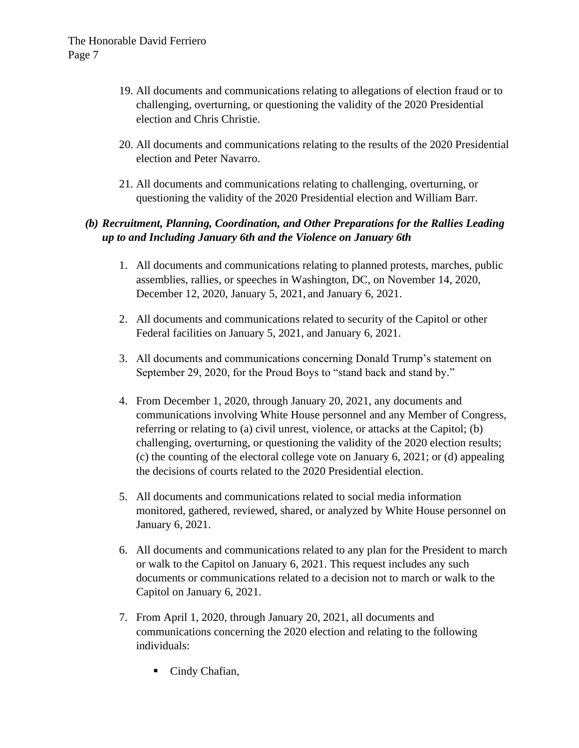19. All documents and communications relating to allegations of election fraud or to challenging, overturning, or questioning the validity of the 2020 Presidential election and Chris Christie.

20. All documents and communications relating to the results of the 2020 Presidential election and Peter Navarro.

21. All documents and communications relating to challenging, overturning, or questioning the validity of the 2020 Presidential election and William Barr.

### *(b) Recruitment, Planning, Coordination, and Other Preparations for the Rallies Leading up to and Including January 6th and the Violence on January 6th*

1. All documents and communications relating to planned protests, marches, public assemblies, rallies, or speeches in Washington, DC, on November 14, 2020, December 12, 2020, January 5, 2021, and January 6, 2021.

2. All documents and communications related to security of the Capitol or other Federal facilities on January 5, 2021, and January 6, 2021.

3. All documents and communications concerning Donald Trump's statement on September 29, 2020, for the Proud Boys to "stand back and stand by."

4. From December 1, 2020, through January 20, 2021, any documents and communications involving White House personnel and any Member of Congress, referring or relating to (a) civil unrest, violence, or attacks at the Capitol; (b) challenging, overturning, or questioning the validity of the 2020 election results; (c) the counting of the electoral college vote on January 6, 2021; or (d) appealing the decisions of courts related to the 2020 Presidential election.

5. All documents and communications related to social media information monitored, gathered, reviewed, shared, or analyzed by White House personnel on January 6, 2021.

6. All documents and communications related to any plan for the President to march or walk to the Capitol on January 6, 2021. This request includes any such documents or communications related to a decision not to march or walk to the Capitol on January 6, 2021.

7. From April 1, 2020, through January 20, 2021, all documents and communications concerning the 2020 election and relating to the following individuals:

   - Cindy Chafian,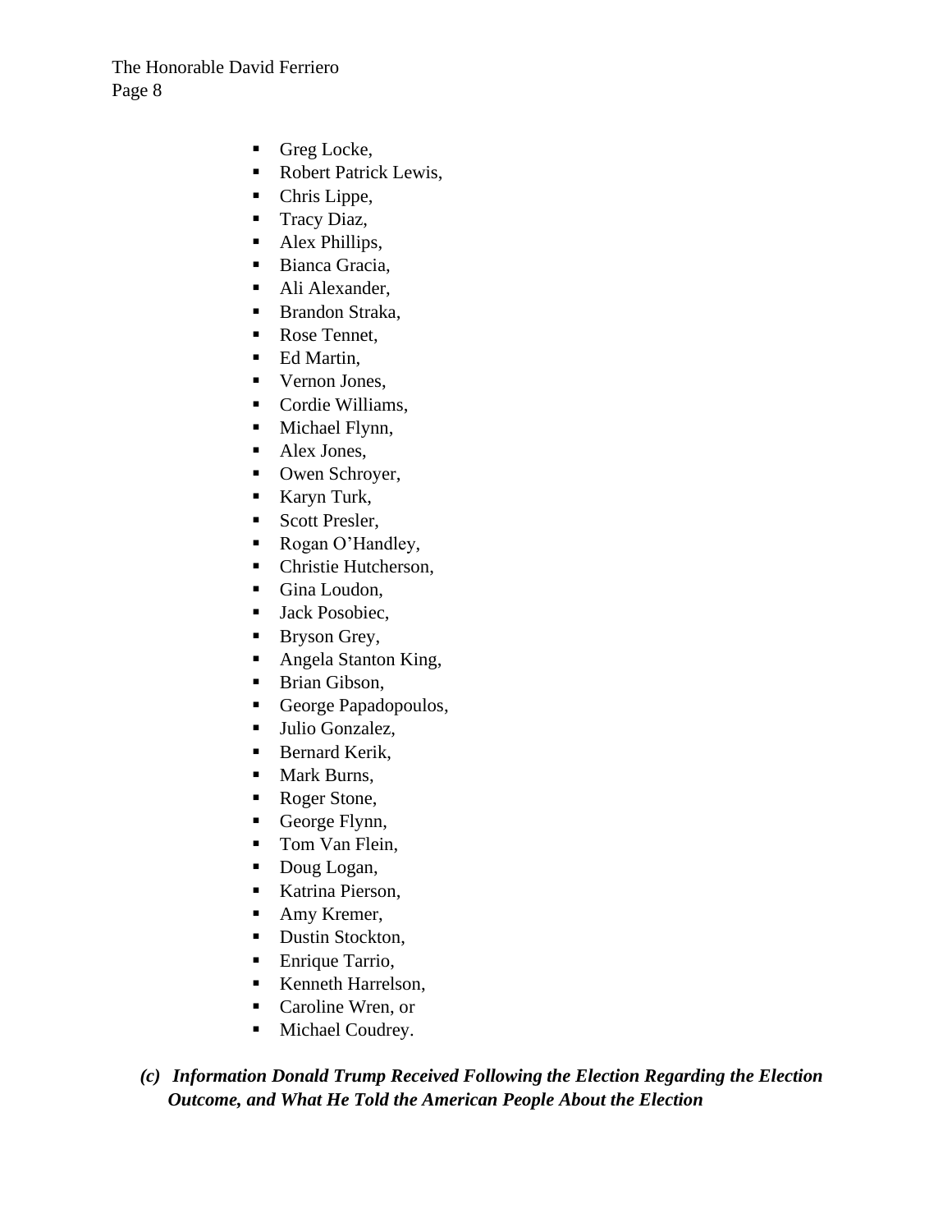- Greg Locke,
- Robert Patrick Lewis,
- Chris Lippe,
- Tracy Diaz,
- Alex Phillips,
- Bianca Gracia,
- Ali Alexander,
- Brandon Straka,
- Rose Tennet,
- Ed Martin,
- Vernon Jones,
- Cordie Williams,
- Michael Flynn,
- Alex Jones,
- Owen Schroyer,
- Karyn Turk,
- Scott Presler,
- Rogan O'Handley,
- Christie Hutcherson,
- Gina Loudon,
- Jack Posobiec,
- Bryson Grey,
- Angela Stanton King,
- Brian Gibson,
- George Papadopoulos,
- Julio Gonzalez,
- Bernard Kerik,
- Mark Burns,
- Roger Stone,
- George Flynn,
- Tom Van Flein,
- Doug Logan,
- Katrina Pierson,
- Amy Kremer,
- Dustin Stockton,
- Enrique Tarrio,
- Kenneth Harrelson,
- Caroline Wren, or
- Michael Coudrey.

***(c) Information Donald Trump Received Following the Election Regarding the Election Outcome, and What He Told the American People About the Election***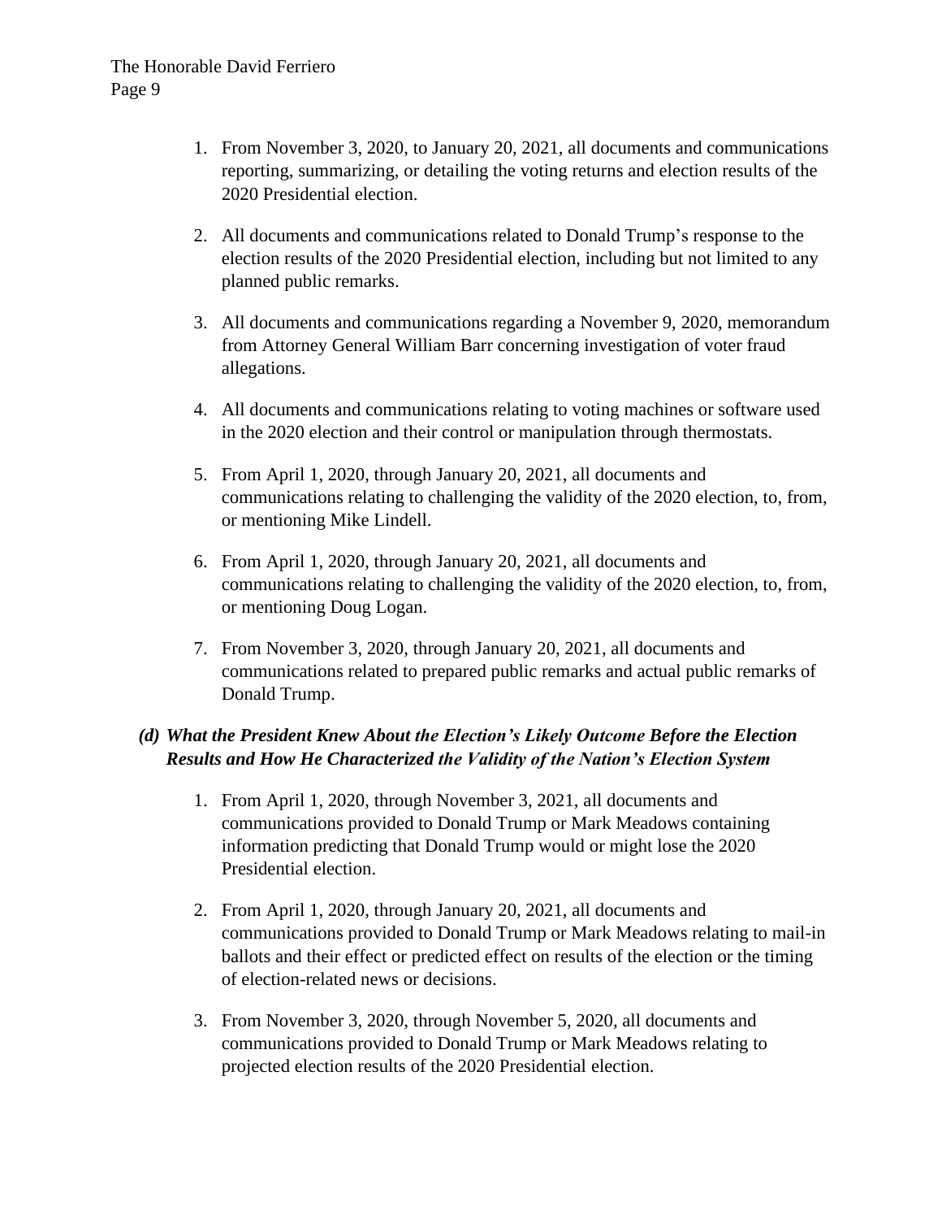1. From November 3, 2020, to January 20, 2021, all documents and communications reporting, summarizing, or detailing the voting returns and election results of the 2020 Presidential election.

2. All documents and communications related to Donald Trump's response to the election results of the 2020 Presidential election, including but not limited to any planned public remarks.

3. All documents and communications regarding a November 9, 2020, memorandum from Attorney General William Barr concerning investigation of voter fraud allegations.

4. All documents and communications relating to voting machines or software used in the 2020 election and their control or manipulation through thermostats.

5. From April 1, 2020, through January 20, 2021, all documents and communications relating to challenging the validity of the 2020 election, to, from, or mentioning Mike Lindell.

6. From April 1, 2020, through January 20, 2021, all documents and communications relating to challenging the validity of the 2020 election, to, from, or mentioning Doug Logan.

7. From November 3, 2020, through January 20, 2021, all documents and communications related to prepared public remarks and actual public remarks of Donald Trump.

### *(d) What the President Knew About the Election's Likely Outcome Before the Election Results and How He Characterized the Validity of the Nation's Election System*

1. From April 1, 2020, through November 3, 2021, all documents and communications provided to Donald Trump or Mark Meadows containing information predicting that Donald Trump would or might lose the 2020 Presidential election.

2. From April 1, 2020, through January 20, 2021, all documents and communications provided to Donald Trump or Mark Meadows relating to mail-in ballots and their effect or predicted effect on results of the election or the timing of election-related news or decisions.

3. From November 3, 2020, through November 5, 2020, all documents and communications provided to Donald Trump or Mark Meadows relating to projected election results of the 2020 Presidential election.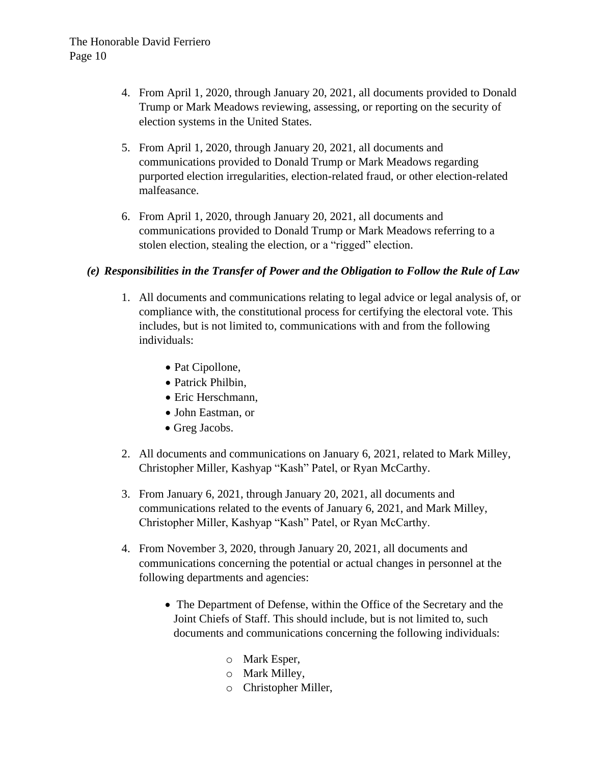4. From April 1, 2020, through January 20, 2021, all documents provided to Donald Trump or Mark Meadows reviewing, assessing, or reporting on the security of election systems in the United States.

5. From April 1, 2020, through January 20, 2021, all documents and communications provided to Donald Trump or Mark Meadows regarding purported election irregularities, election-related fraud, or other election-related malfeasance.

6. From April 1, 2020, through January 20, 2021, all documents and communications provided to Donald Trump or Mark Meadows referring to a stolen election, stealing the election, or a "rigged" election.

### *(e) Responsibilities in the Transfer of Power and the Obligation to Follow the Rule of Law*

1. All documents and communications relating to legal advice or legal analysis of, or compliance with, the constitutional process for certifying the electoral vote. This includes, but is not limited to, communications with and from the following individuals:

    - Pat Cipollone,
    - Patrick Philbin,
    - Eric Herschmann,
    - John Eastman, or
    - Greg Jacobs.

2. All documents and communications on January 6, 2021, related to Mark Milley, Christopher Miller, Kashyap "Kash" Patel, or Ryan McCarthy.

3. From January 6, 2021, through January 20, 2021, all documents and communications related to the events of January 6, 2021, and Mark Milley, Christopher Miller, Kashyap "Kash" Patel, or Ryan McCarthy.

4. From November 3, 2020, through January 20, 2021, all documents and communications concerning the potential or actual changes in personnel at the following departments and agencies:

    - The Department of Defense, within the Office of the Secretary and the Joint Chiefs of Staff. This should include, but is not limited to, such documents and communications concerning the following individuals:

        - Mark Esper,
        - Mark Milley,
        - Christopher Miller,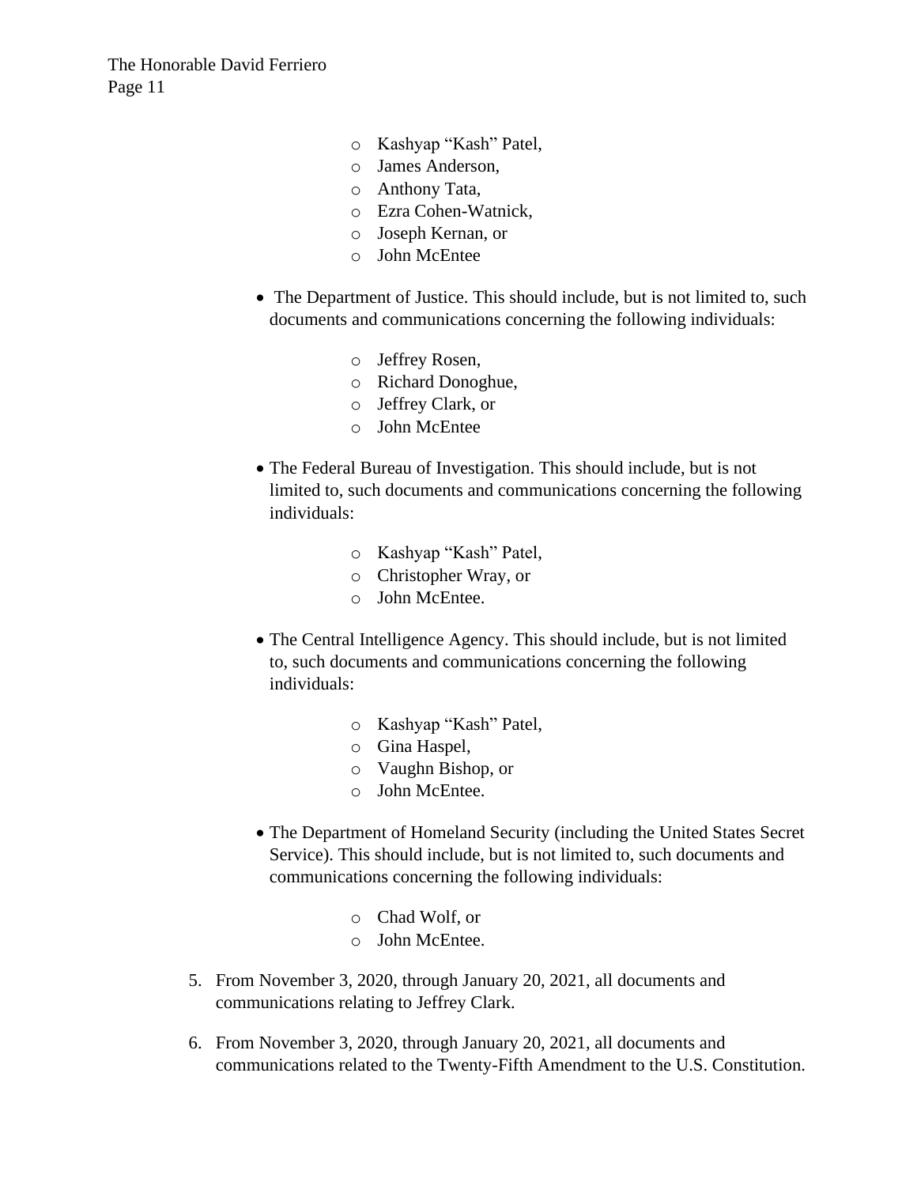- Kashyap “Kash” Patel,
- James Anderson,
- Anthony Tata,
- Ezra Cohen-Watnick,
- Joseph Kernan, or
- John McEntee

- The Department of Justice. This should include, but is not limited to, such documents and communications concerning the following individuals:
    - Jeffrey Rosen,
    - Richard Donoghue,
    - Jeffrey Clark, or
    - John McEntee

- The Federal Bureau of Investigation. This should include, but is not limited to, such documents and communications concerning the following individuals:
    - Kashyap “Kash” Patel,
    - Christopher Wray, or
    - John McEntee.

- The Central Intelligence Agency. This should include, but is not limited to, such documents and communications concerning the following individuals:
    - Kashyap “Kash” Patel,
    - Gina Haspel,
    - Vaughn Bishop, or
    - John McEntee.

- The Department of Homeland Security (including the United States Secret Service). This should include, but is not limited to, such documents and communications concerning the following individuals:
    - Chad Wolf, or
    - John McEntee.

5. From November 3, 2020, through January 20, 2021, all documents and communications relating to Jeffrey Clark.

6. From November 3, 2020, through January 20, 2021, all documents and communications related to the Twenty-Fifth Amendment to the U.S. Constitution.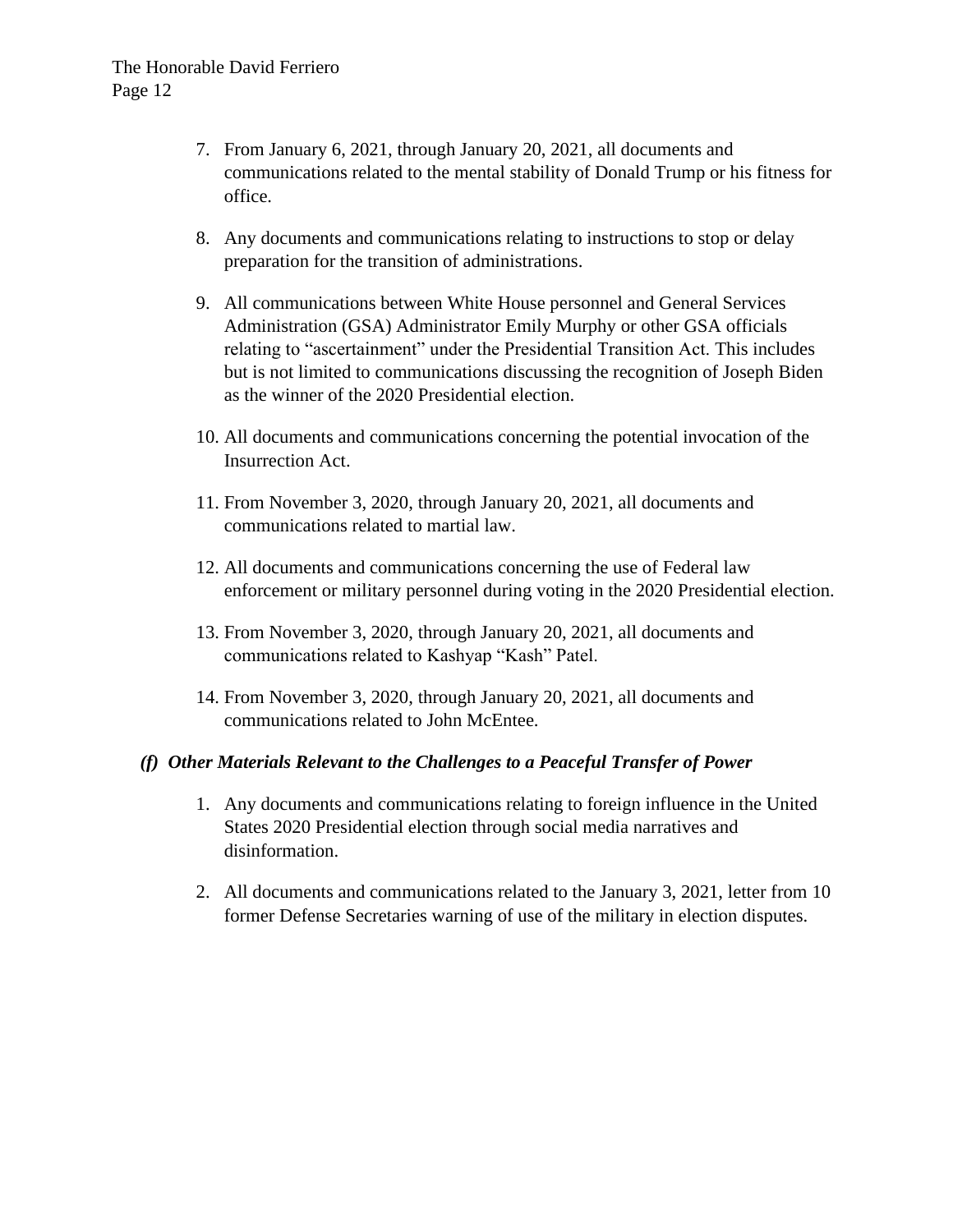7. From January 6, 2021, through January 20, 2021, all documents and communications related to the mental stability of Donald Trump or his fitness for office.

8. Any documents and communications relating to instructions to stop or delay preparation for the transition of administrations.

9. All communications between White House personnel and General Services Administration (GSA) Administrator Emily Murphy or other GSA officials relating to "ascertainment" under the Presidential Transition Act. This includes but is not limited to communications discussing the recognition of Joseph Biden as the winner of the 2020 Presidential election.

10. All documents and communications concerning the potential invocation of the Insurrection Act.

11. From November 3, 2020, through January 20, 2021, all documents and communications related to martial law.

12. All documents and communications concerning the use of Federal law enforcement or military personnel during voting in the 2020 Presidential election.

13. From November 3, 2020, through January 20, 2021, all documents and communications related to Kashyap "Kash" Patel.

14. From November 3, 2020, through January 20, 2021, all documents and communications related to John McEntee.

***(f) Other Materials Relevant to the Challenges to a Peaceful Transfer of Power***

1. Any documents and communications relating to foreign influence in the United States 2020 Presidential election through social media narratives and disinformation.

2. All documents and communications related to the January 3, 2021, letter from 10 former Defense Secretaries warning of use of the military in election disputes.